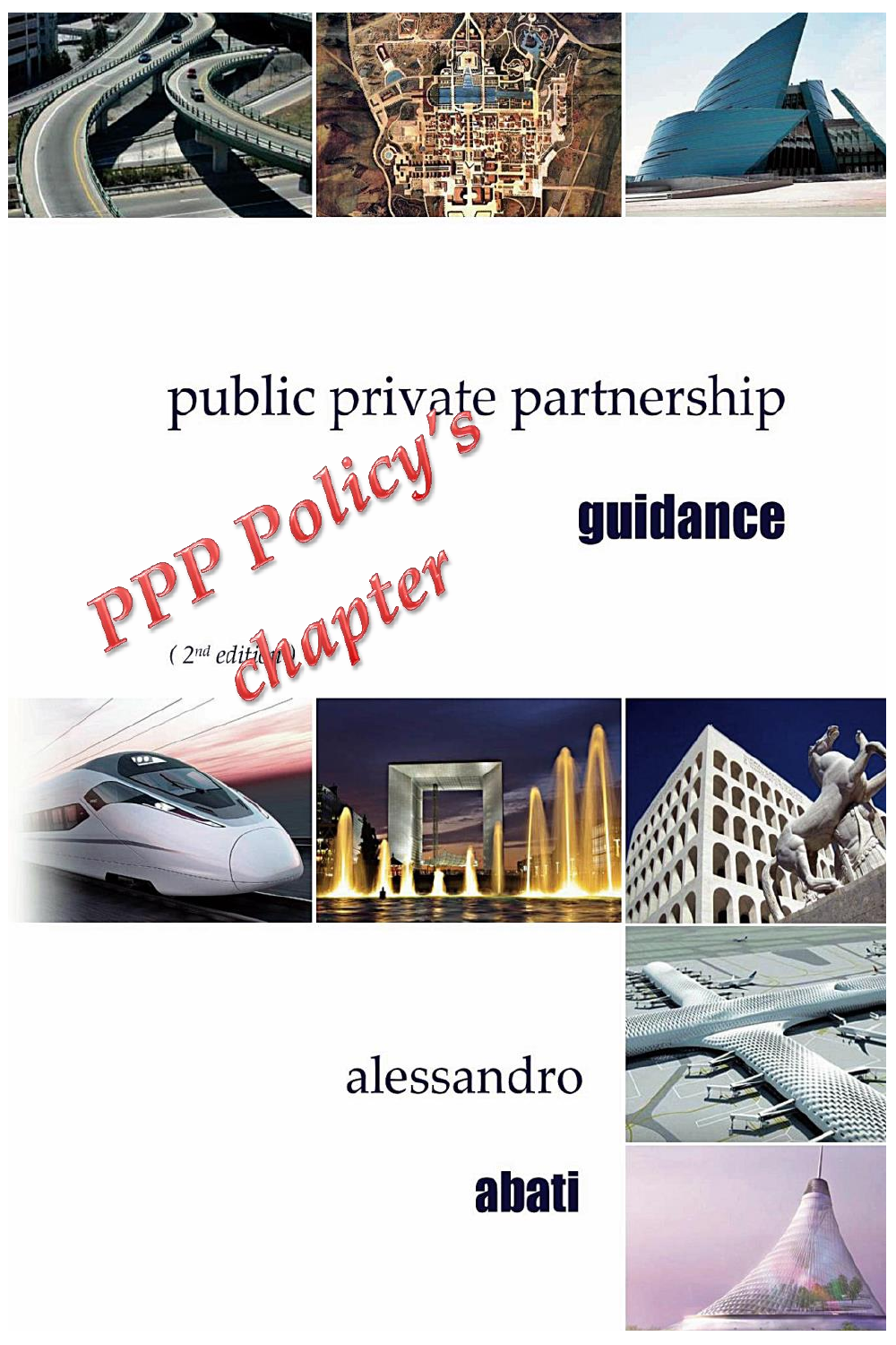# public private partnership

## guidance

( 2nd edition )

PPP Policy's chapter

alessandro

**abati**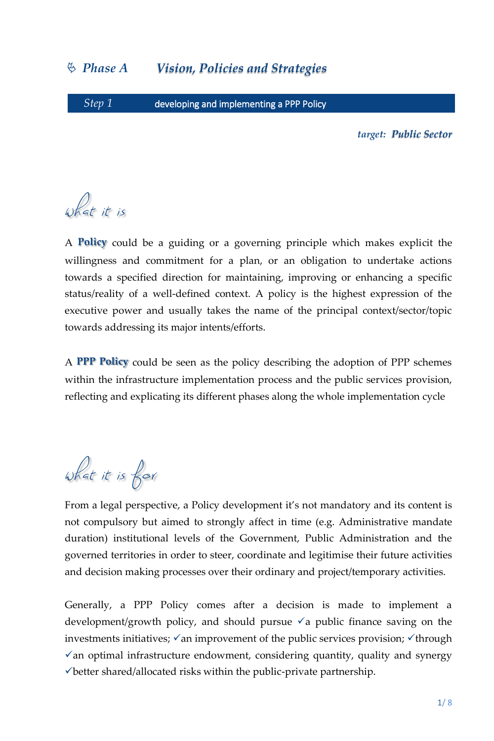# Phase A Vision, Policies and Strategies

## Step 1 developing and implementing a PPP Policy

*target:* ***Public Sector***

### What it is

A **Policy** could be a guiding or a governing principle which makes explicit the willingness and commitment for a plan, or an obligation to undertake actions towards a specified direction for maintaining, improving or enhancing a specific status/reality of a well-defined context. A policy is the highest expression of the executive power and usually takes the name of the principal context/sector/topic towards addressing its major intents/efforts.

A **PPP Policy** could be seen as the policy describing the adoption of PPP schemes within the infrastructure implementation process and the public services provision, reflecting and explicating its different phases along the whole implementation cycle

### What it is for

From a legal perspective, a Policy development it's not mandatory and its content is not compulsory but aimed to strongly affect in time (e.g. Administrative mandate duration) institutional levels of the Government, Public Administration and the governed territories in order to steer, coordinate and legitimise their future activities and decision making processes over their ordinary and project/temporary activities.

Generally, a PPP Policy comes after a decision is made to implement a development/growth policy, and should pursue ✓a public finance saving on the investments initiatives; ✓an improvement of the public services provision; ✓through ✓an optimal infrastructure endowment, considering quantity, quality and synergy ✓better shared/allocated risks within the public-private partnership.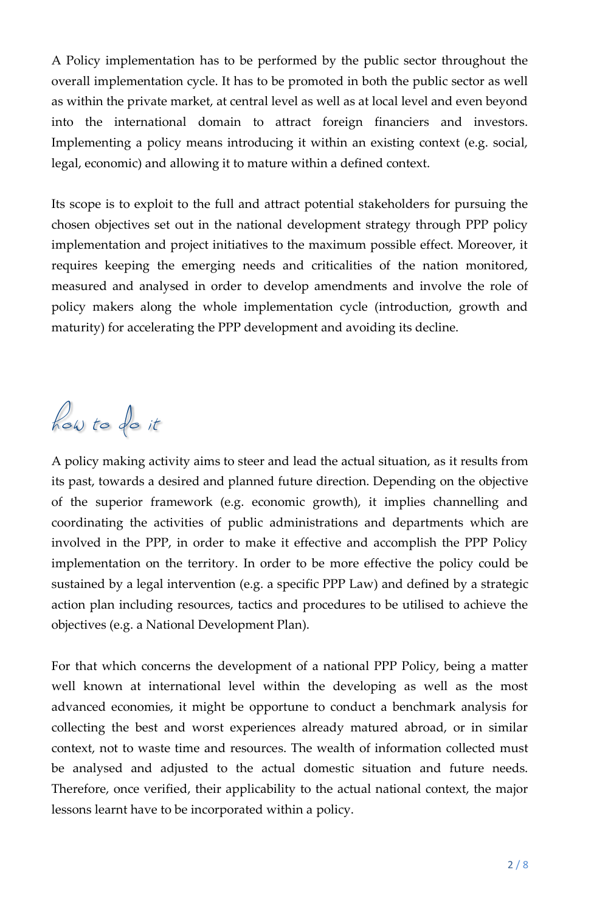A Policy implementation has to be performed by the public sector throughout the overall implementation cycle. It has to be promoted in both the public sector as well as within the private market, at central level as well as at local level and even beyond into the international domain to attract foreign financiers and investors. Implementing a policy means introducing it within an existing context (e.g. social, legal, economic) and allowing it to mature within a defined context.

Its scope is to exploit to the full and attract potential stakeholders for pursuing the chosen objectives set out in the national development strategy through PPP policy implementation and project initiatives to the maximum possible effect. Moreover, it requires keeping the emerging needs and criticalities of the nation monitored, measured and analysed in order to develop amendments and involve the role of policy makers along the whole implementation cycle (introduction, growth and maturity) for accelerating the PPP development and avoiding its decline.

## how to do it

A policy making activity aims to steer and lead the actual situation, as it results from its past, towards a desired and planned future direction. Depending on the objective of the superior framework (e.g. economic growth), it implies channelling and coordinating the activities of public administrations and departments which are involved in the PPP, in order to make it effective and accomplish the PPP Policy implementation on the territory. In order to be more effective the policy could be sustained by a legal intervention (e.g. a specific PPP Law) and defined by a strategic action plan including resources, tactics and procedures to be utilised to achieve the objectives (e.g. a National Development Plan).

For that which concerns the development of a national PPP Policy, being a matter well known at international level within the developing as well as the most advanced economies, it might be opportune to conduct a benchmark analysis for collecting the best and worst experiences already matured abroad, or in similar context, not to waste time and resources. The wealth of information collected must be analysed and adjusted to the actual domestic situation and future needs. Therefore, once verified, their applicability to the actual national context, the major lessons learnt have to be incorporated within a policy.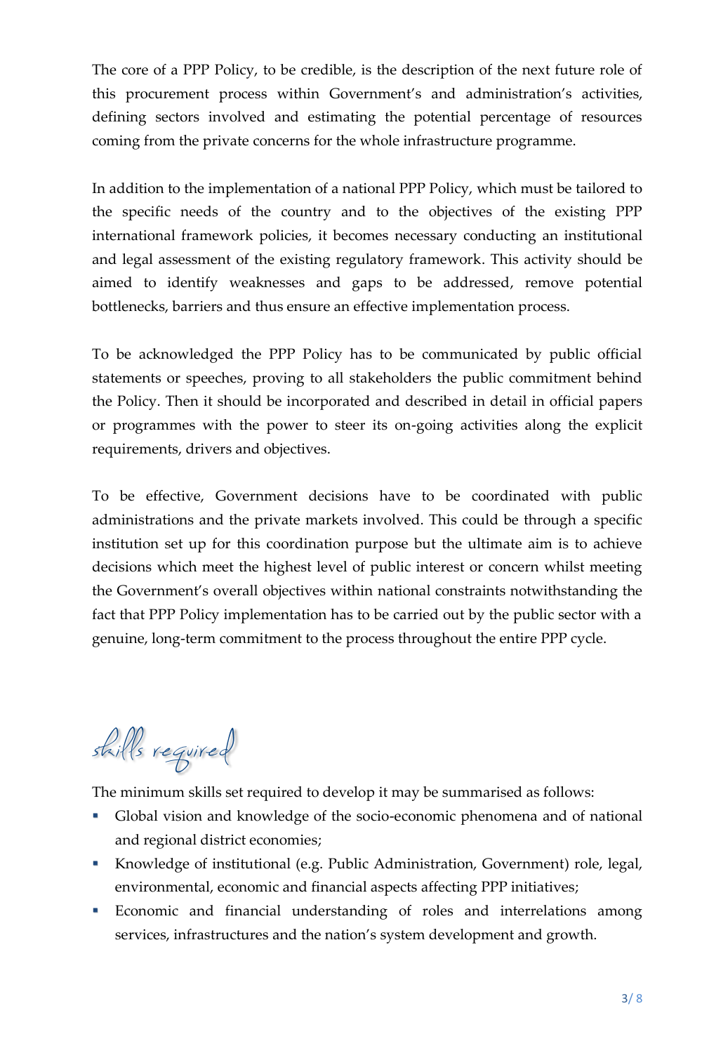The core of a PPP Policy, to be credible, is the description of the next future role of this procurement process within Government's and administration's activities, defining sectors involved and estimating the potential percentage of resources coming from the private concerns for the whole infrastructure programme.

In addition to the implementation of a national PPP Policy, which must be tailored to the specific needs of the country and to the objectives of the existing PPP international framework policies, it becomes necessary conducting an institutional and legal assessment of the existing regulatory framework. This activity should be aimed to identify weaknesses and gaps to be addressed, remove potential bottlenecks, barriers and thus ensure an effective implementation process.

To be acknowledged the PPP Policy has to be communicated by public official statements or speeches, proving to all stakeholders the public commitment behind the Policy. Then it should be incorporated and described in detail in official papers or programmes with the power to steer its on-going activities along the explicit requirements, drivers and objectives.

To be effective, Government decisions have to be coordinated with public administrations and the private markets involved. This could be through a specific institution set up for this coordination purpose but the ultimate aim is to achieve decisions which meet the highest level of public interest or concern whilst meeting the Government's overall objectives within national constraints notwithstanding the fact that PPP Policy implementation has to be carried out by the public sector with a genuine, long-term commitment to the process throughout the entire PPP cycle.

## skills required

The minimum skills set required to develop it may be summarised as follows:

- Global vision and knowledge of the socio-economic phenomena and of national and regional district economies;
- Knowledge of institutional (e.g. Public Administration, Government) role, legal, environmental, economic and financial aspects affecting PPP initiatives;
- Economic and financial understanding of roles and interrelations among services, infrastructures and the nation's system development and growth.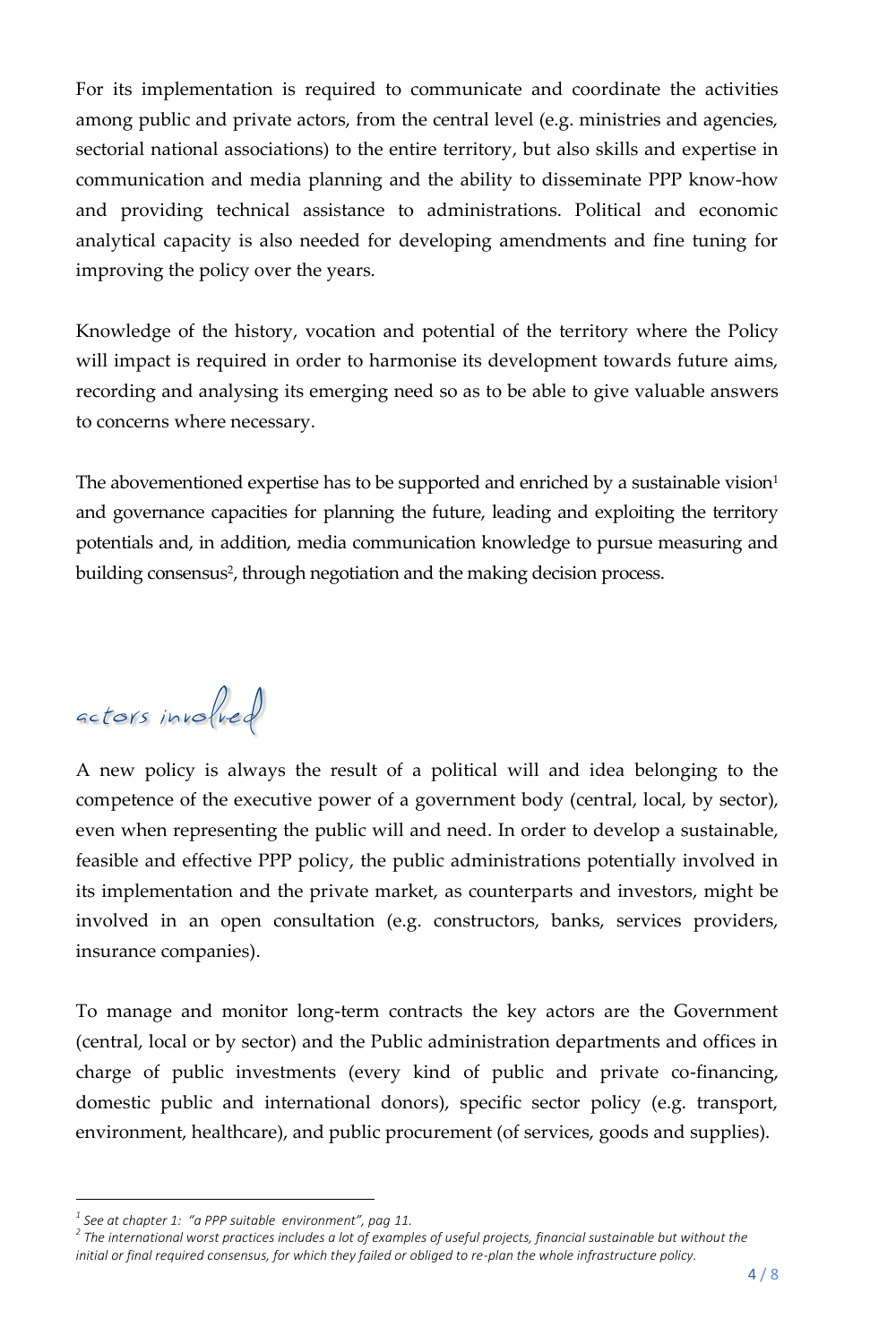For its implementation is required to communicate and coordinate the activities among public and private actors, from the central level (e.g. ministries and agencies, sectorial national associations) to the entire territory, but also skills and expertise in communication and media planning and the ability to disseminate PPP know-how and providing technical assistance to administrations. Political and economic analytical capacity is also needed for developing amendments and fine tuning for improving the policy over the years.

Knowledge of the history, vocation and potential of the territory where the Policy will impact is required in order to harmonise its development towards future aims, recording and analysing its emerging need so as to be able to give valuable answers to concerns where necessary.

The abovementioned expertise has to be supported and enriched by a sustainable vision[1] and governance capacities for planning the future, leading and exploiting the territory potentials and, in addition, media communication knowledge to pursue measuring and building consensus[2], through negotiation and the making decision process.

## actors involved

A new policy is always the result of a political will and idea belonging to the competence of the executive power of a government body (central, local, by sector), even when representing the public will and need. In order to develop a sustainable, feasible and effective PPP policy, the public administrations potentially involved in its implementation and the private market, as counterparts and investors, might be involved in an open consultation (e.g. constructors, banks, services providers, insurance companies).

To manage and monitor long-term contracts the key actors are the Government (central, local or by sector) and the Public administration departments and offices in charge of public investments (every kind of public and private co-financing, domestic public and international donors), specific sector policy (e.g. transport, environment, healthcare), and public procurement (of services, goods and supplies).

---

[1] *See at chapter 1: "a PPP suitable environment", pag 11.*

[2] *The international worst practices includes a lot of examples of useful projects, financial sustainable but without the initial or final required consensus, for which they failed or obliged to re-plan the whole infrastructure policy.*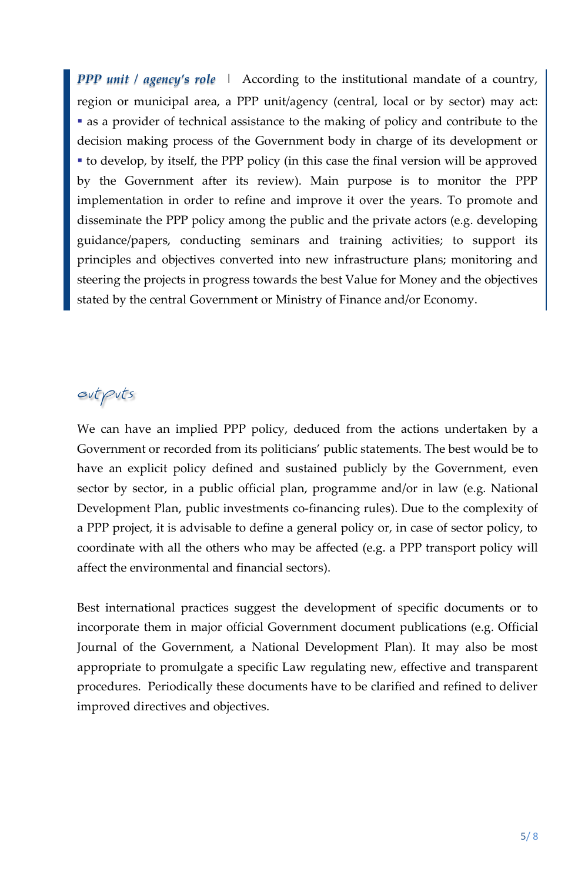***PPP unit / agency's role*** | According to the institutional mandate of a country, region or municipal area, a PPP unit/agency (central, local or by sector) may act:

- as a provider of technical assistance to the making of policy and contribute to the decision making process of the Government body in charge of its development or
- to develop, by itself, the PPP policy (in this case the final version will be approved by the Government after its review). Main purpose is to monitor the PPP implementation in order to refine and improve it over the years. To promote and disseminate the PPP policy among the public and the private actors (e.g. developing guidance/papers, conducting seminars and training activities; to support its principles and objectives converted into new infrastructure plans; monitoring and steering the projects in progress towards the best Value for Money and the objectives stated by the central Government or Ministry of Finance and/or Economy.

## outputs

We can have an implied PPP policy, deduced from the actions undertaken by a Government or recorded from its politicians' public statements. The best would be to have an explicit policy defined and sustained publicly by the Government, even sector by sector, in a public official plan, programme and/or in law (e.g. National Development Plan, public investments co-financing rules). Due to the complexity of a PPP project, it is advisable to define a general policy or, in case of sector policy, to coordinate with all the others who may be affected (e.g. a PPP transport policy will affect the environmental and financial sectors).

Best international practices suggest the development of specific documents or to incorporate them in major official Government document publications (e.g. Official Journal of the Government, a National Development Plan). It may also be most appropriate to promulgate a specific Law regulating new, effective and transparent procedures. Periodically these documents have to be clarified and refined to deliver improved directives and objectives.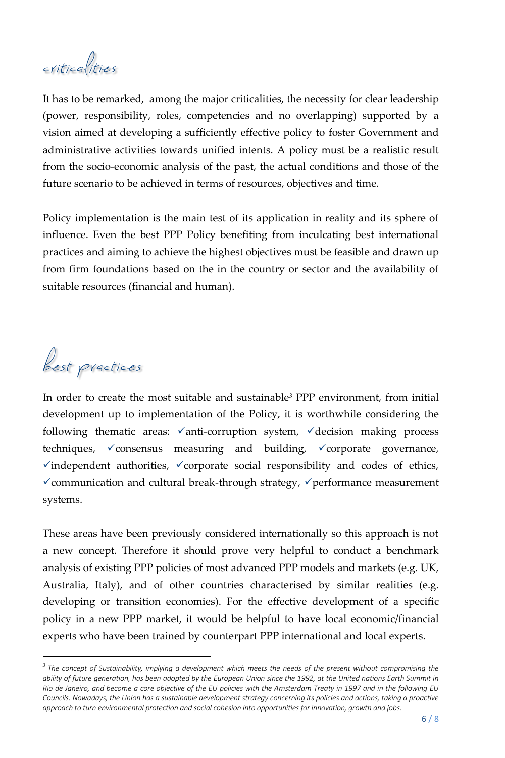## criticalities

It has to be remarked, among the major criticalities, the necessity for clear leadership (power, responsibility, roles, competencies and no overlapping) supported by a vision aimed at developing a sufficiently effective policy to foster Government and administrative activities towards unified intents. A policy must be a realistic result from the socio-economic analysis of the past, the actual conditions and those of the future scenario to be achieved in terms of resources, objectives and time.

Policy implementation is the main test of its application in reality and its sphere of influence. Even the best PPP Policy benefiting from inculcating best international practices and aiming to achieve the highest objectives must be feasible and drawn up from firm foundations based on the in the country or sector and the availability of suitable resources (financial and human).

## best practices

In order to create the most suitable and sustainable[3] PPP environment, from initial development up to implementation of the Policy, it is worthwhile considering the following thematic areas: ✓anti-corruption system, ✓decision making process techniques, ✓consensus measuring and building, ✓corporate governance, ✓independent authorities, ✓corporate social responsibility and codes of ethics, ✓communication and cultural break-through strategy, ✓performance measurement systems.

These areas have been previously considered internationally so this approach is not a new concept. Therefore it should prove very helpful to conduct a benchmark analysis of existing PPP policies of most advanced PPP models and markets (e.g. UK, Australia, Italy), and of other countries characterised by similar realities (e.g. developing or transition economies). For the effective development of a specific policy in a new PPP market, it would be helpful to have local economic/financial experts who have been trained by counterpart PPP international and local experts.

---

[3] *The concept of Sustainability, implying a development which meets the needs of the present without compromising the ability of future generation, has been adopted by the European Union since the 1992, at the United nations Earth Summit in Rio de Janeiro, and become a core objective of the EU policies with the Amsterdam Treaty in 1997 and in the following EU Councils. Nowadays, the Union has a sustainable development strategy concerning its policies and actions, taking a proactive approach to turn environmental protection and social cohesion into opportunities for innovation, growth and jobs.*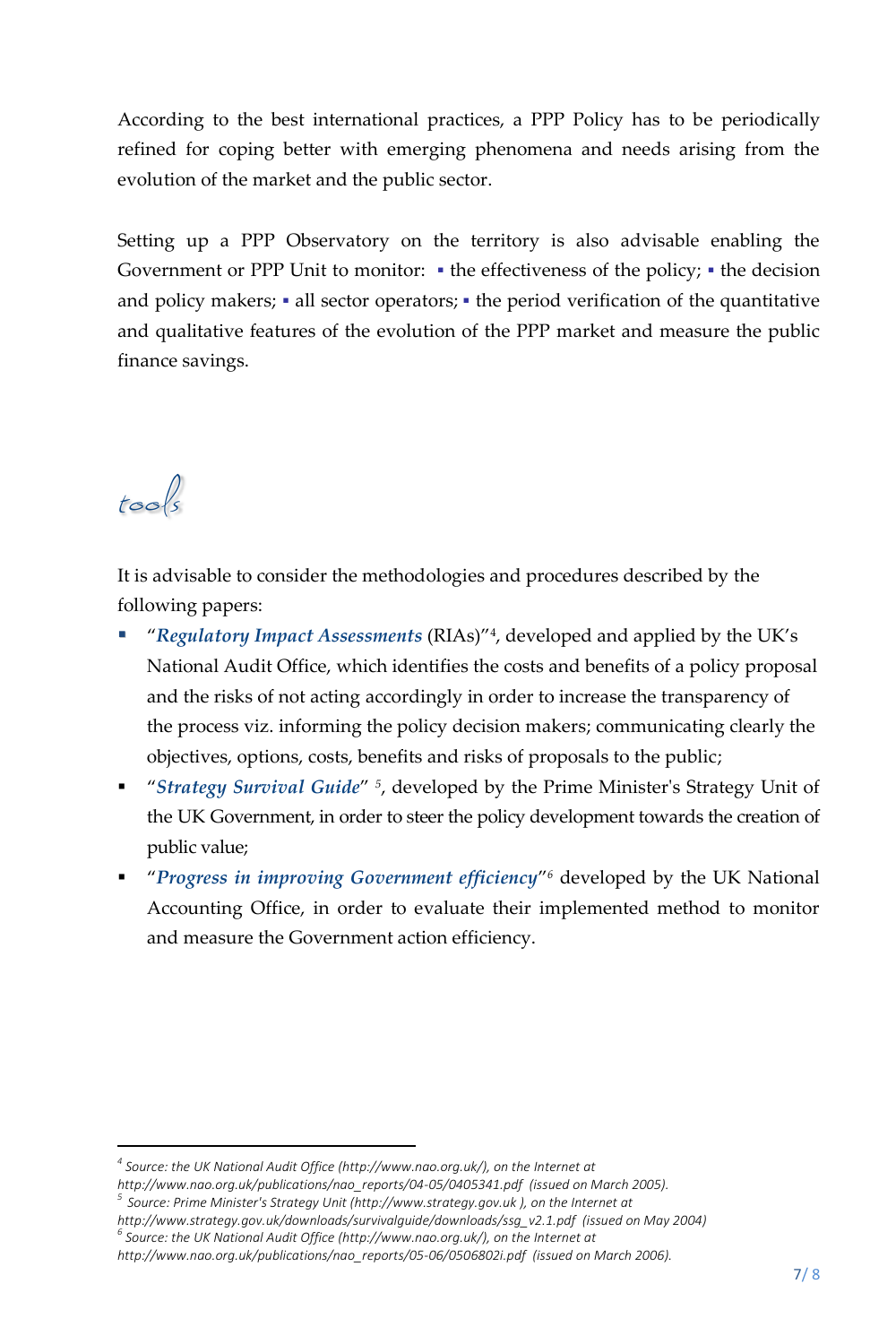According to the best international practices, a PPP Policy has to be periodically refined for coping better with emerging phenomena and needs arising from the evolution of the market and the public sector.

Setting up a PPP Observatory on the territory is also advisable enabling the Government or PPP Unit to monitor: ▪ the effectiveness of the policy; ▪ the decision and policy makers; ▪ all sector operators; ▪ the period verification of the quantitative and qualitative features of the evolution of the PPP market and measure the public finance savings.

## *tools*

It is advisable to consider the methodologies and procedures described by the following papers:

- "***Regulatory Impact Assessments*** (RIAs)"[4], developed and applied by the UK's National Audit Office, which identifies the costs and benefits of a policy proposal and the risks of not acting accordingly in order to increase the transparency of the process viz. informing the policy decision makers; communicating clearly the objectives, options, costs, benefits and risks of proposals to the public;
- "***Strategy Survival Guide***" [5], developed by the Prime Minister's Strategy Unit of the UK Government, in order to steer the policy development towards the creation of public value;
- "***Progress in improving Government efficiency***"[6] developed by the UK National Accounting Office, in order to evaluate their implemented method to monitor and measure the Government action efficiency.

---

[4] *Source: the UK National Audit Office (http://www.nao.org.uk/), on the Internet at http://www.nao.org.uk/publications/nao_reports/04-05/0405341.pdf (issued on March 2005).*

[5] *Source: Prime Minister's Strategy Unit (http://www.strategy.gov.uk ), on the Internet at http://www.strategy.gov.uk/downloads/survivalguide/downloads/ssg_v2.1.pdf (issued on May 2004)*

[6] *Source: the UK National Audit Office (http://www.nao.org.uk/), on the Internet at http://www.nao.org.uk/publications/nao_reports/05-06/0506802i.pdf (issued on March 2006).*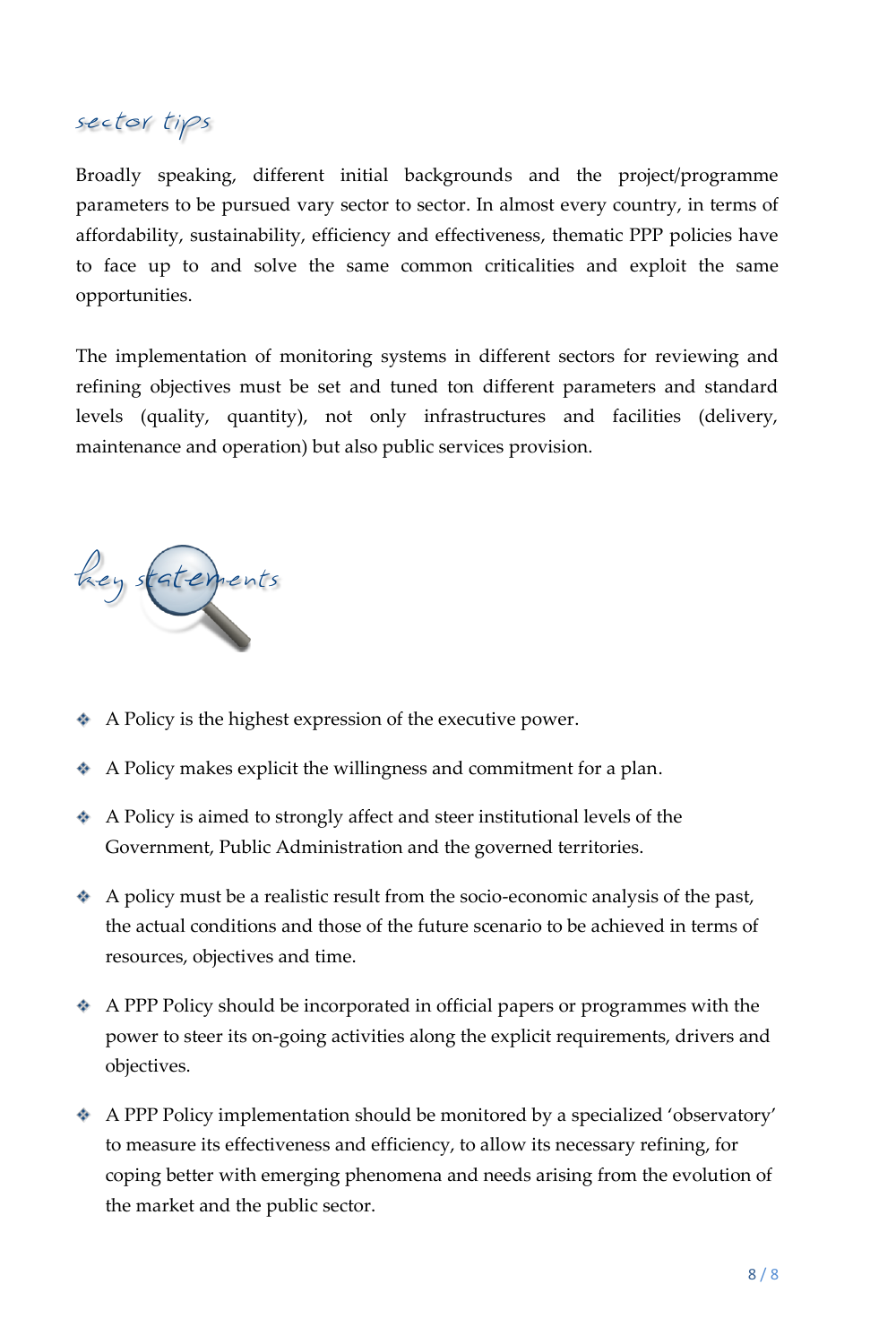## sector tips

Broadly speaking, different initial backgrounds and the project/programme parameters to be pursued vary sector to sector. In almost every country, in terms of affordability, sustainability, efficiency and effectiveness, thematic PPP policies have to face up to and solve the same common criticalities and exploit the same opportunities.

The implementation of monitoring systems in different sectors for reviewing and refining objectives must be set and tuned ton different parameters and standard levels (quality, quantity), not only infrastructures and facilities (delivery, maintenance and operation) but also public services provision.

## key statements

- A Policy is the highest expression of the executive power.
- A Policy makes explicit the willingness and commitment for a plan.
- A Policy is aimed to strongly affect and steer institutional levels of the Government, Public Administration and the governed territories.
- A policy must be a realistic result from the socio-economic analysis of the past, the actual conditions and those of the future scenario to be achieved in terms of resources, objectives and time.
- A PPP Policy should be incorporated in official papers or programmes with the power to steer its on-going activities along the explicit requirements, drivers and objectives.
- A PPP Policy implementation should be monitored by a specialized 'observatory' to measure its effectiveness and efficiency, to allow its necessary refining, for coping better with emerging phenomena and needs arising from the evolution of the market and the public sector.